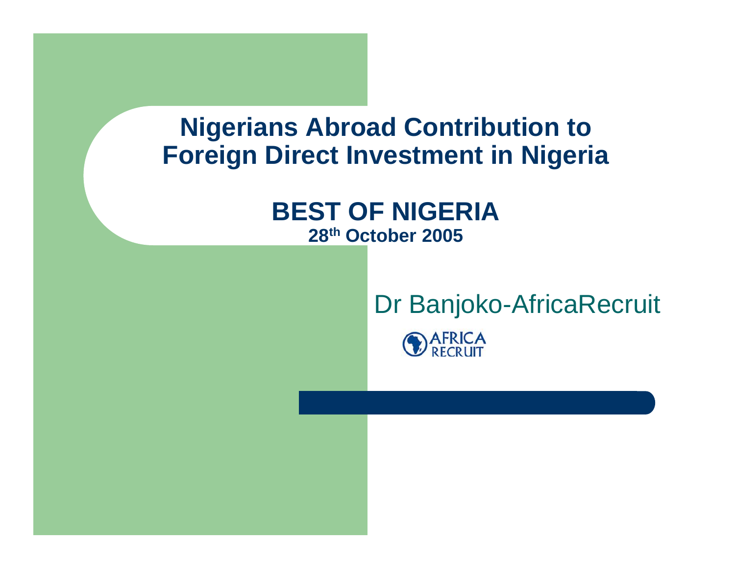# Nigerians Abroad Contribution to Foreign Direct Investment in Nigeria

## BEST OF NIGERIA

**28th October 2005**

Dr Banjoko-AfricaRecruit

AFRICA RECRUIT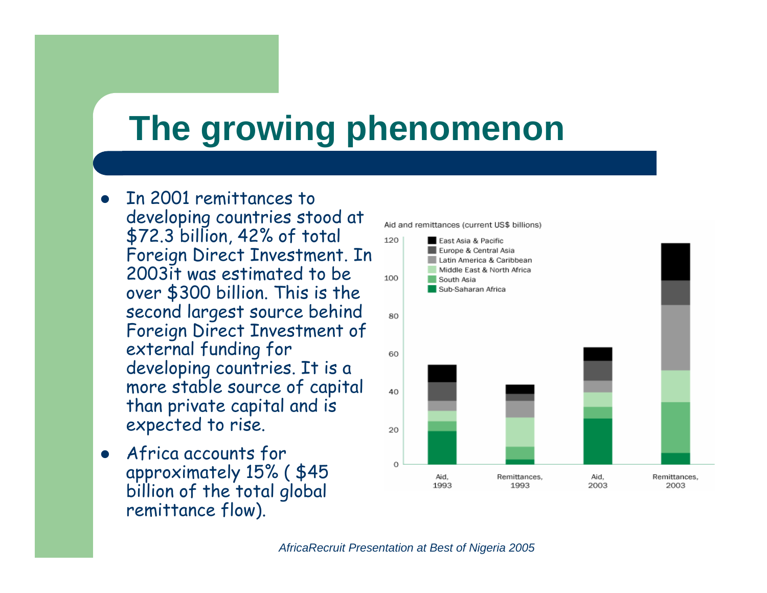# The growing phenomenon

- In 2001 remittances to developing countries stood at $72.3 billion, 42% of total Foreign Direct Investment. In 2003it was estimated to be over $300 billion. This is the second largest source behind Foreign Direct Investment of external funding for developing countries. It is a more stable source of capital than private capital and is expected to rise.
- Africa accounts for approximately 15% ( $45 billion of the total global remittance flow).

Aid and remittances (current US$ billions)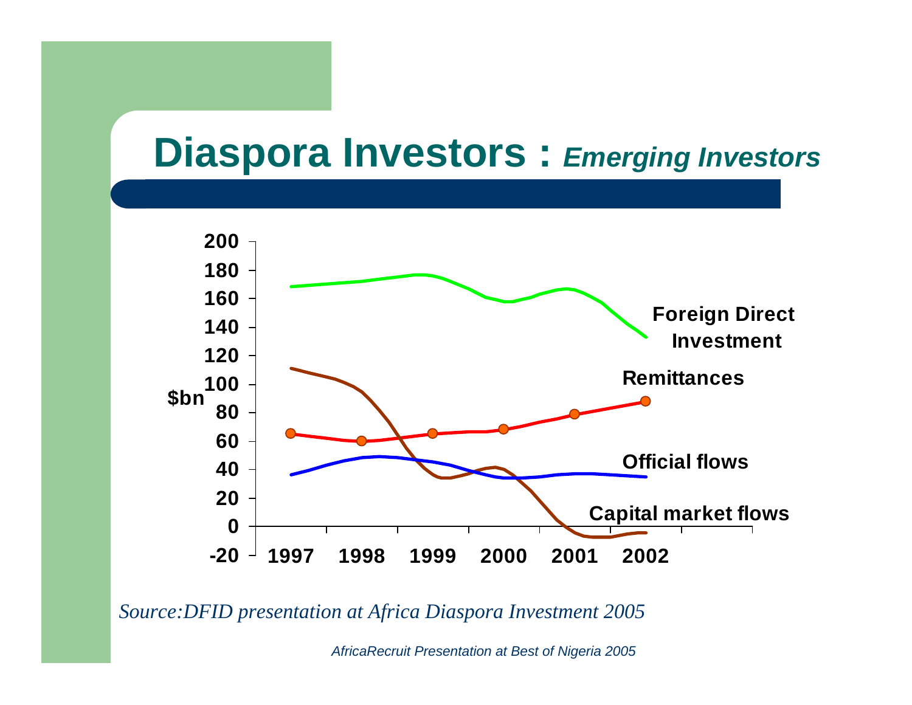# Diaspora Investors : *Emerging Investors*

200
180
160
140
120
$bn 100
80
60
40
20
0
-20

1997 1998 1999 2000 2001 2002

Foreign Direct Investment

Remittances

Official flows

Capital market flows

*Source:DFID presentation at Africa Diaspora Investment 2005*

*AfricaRecruit Presentation at Best of Nigeria 2005*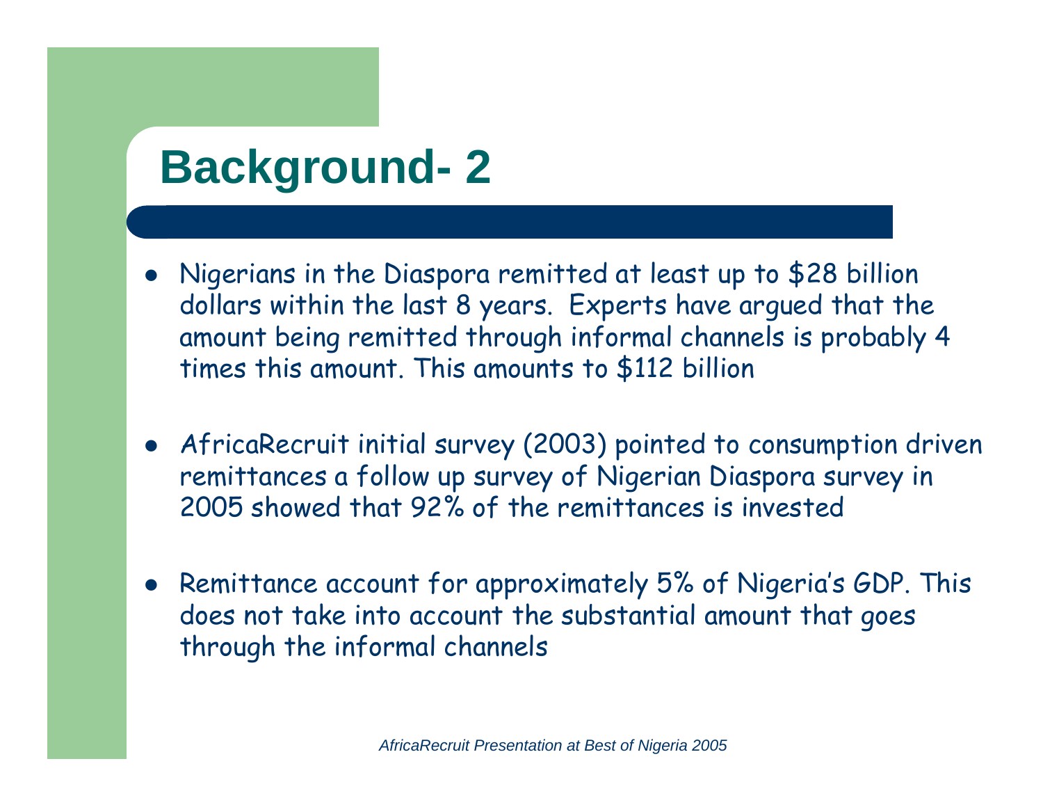# Background- 2

- Nigerians in the Diaspora remitted at least up to $28 billion dollars within the last 8 years. Experts have argued that the amount being remitted through informal channels is probably 4 times this amount. This amounts to $112 billion
- AfricaRecruit initial survey (2003) pointed to consumption driven remittances a follow up survey of Nigerian Diaspora survey in 2005 showed that 92% of the remittances is invested
- Remittance account for approximately 5% of Nigeria's GDP. This does not take into account the substantial amount that goes through the informal channels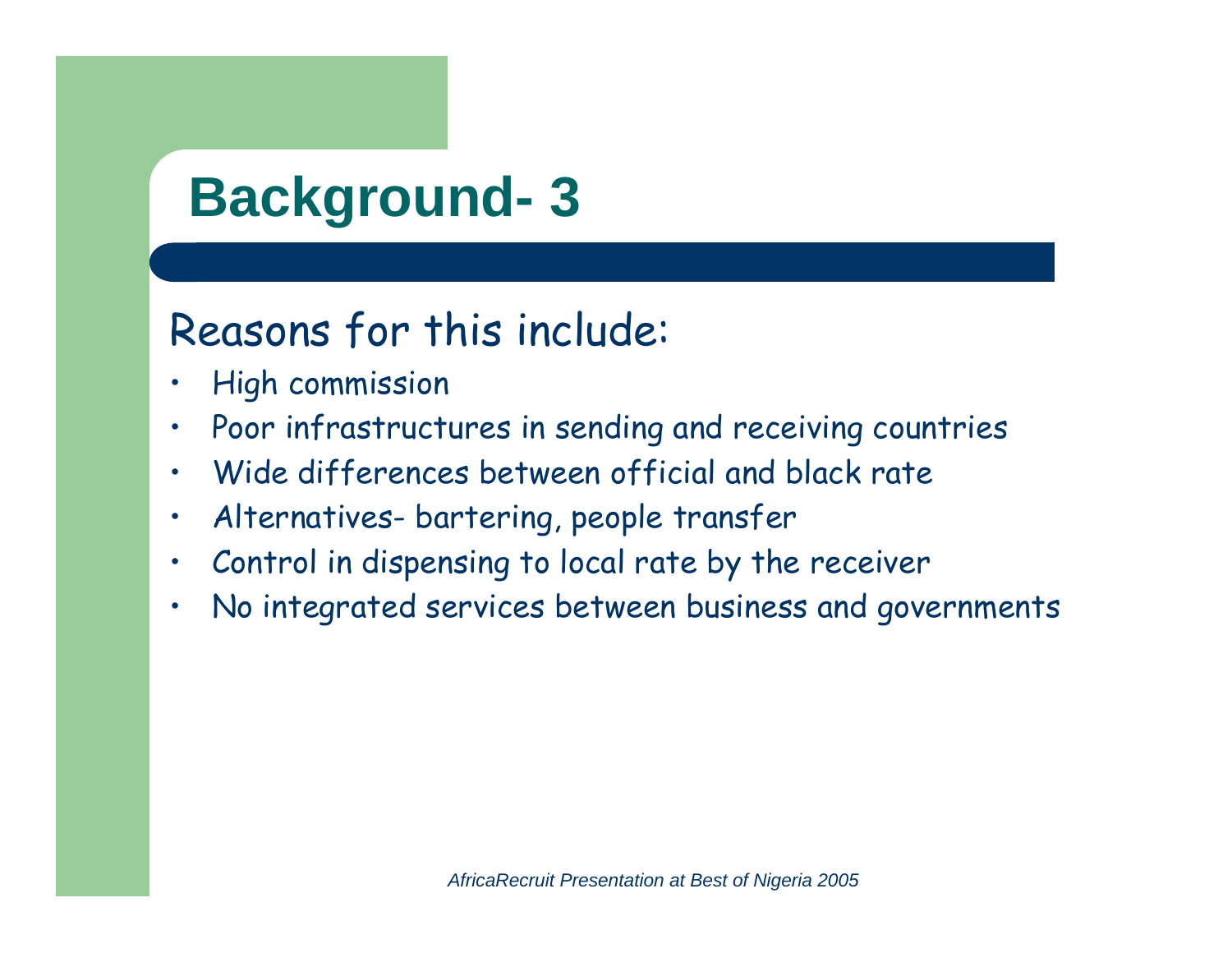# Background- 3

Reasons for this include:

- High commission
- Poor infrastructures in sending and receiving countries
- Wide differences between official and black rate
- Alternatives- bartering, people transfer
- Control in dispensing to local rate by the receiver
- No integrated services between business and governments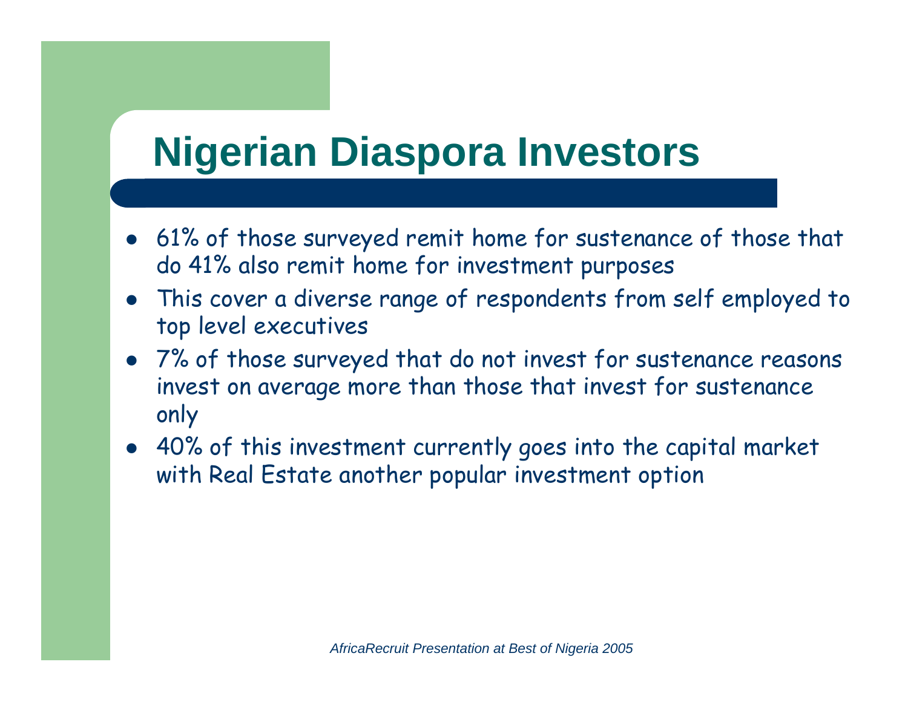# Nigerian Diaspora Investors

- 61% of those surveyed remit home for sustenance of those that do 41% also remit home for investment purposes
- This cover a diverse range of respondents from self employed to top level executives
- 7% of those surveyed that do not invest for sustenance reasons invest on average more than those that invest for sustenance only
- 40% of this investment currently goes into the capital market with Real Estate another popular investment option

*AfricaRecruit Presentation at Best of Nigeria 2005*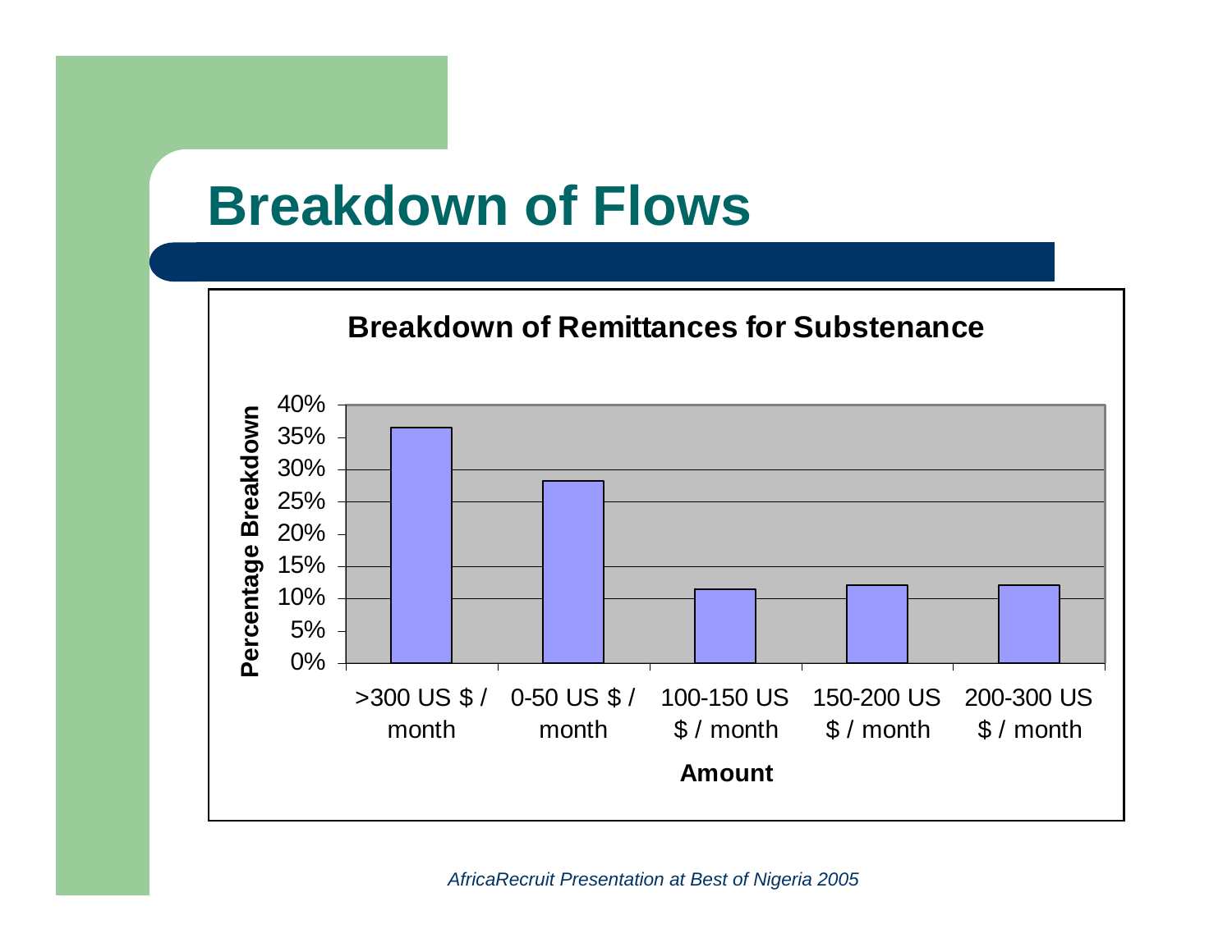# Breakdown of Flows

**Breakdown of Remittances for Substenance**

| Amount | Percentage Breakdown |
| --- | --- |
| >300 US $ / month | ~36.5% |
| 0-50 US $ / month | ~28% |
| 100-150 US $ / month | ~11.5% |
| 150-200 US $ / month | ~12% |
| 200-300 US $ / month | ~12% |

*AfricaRecruit Presentation at Best of Nigeria 2005*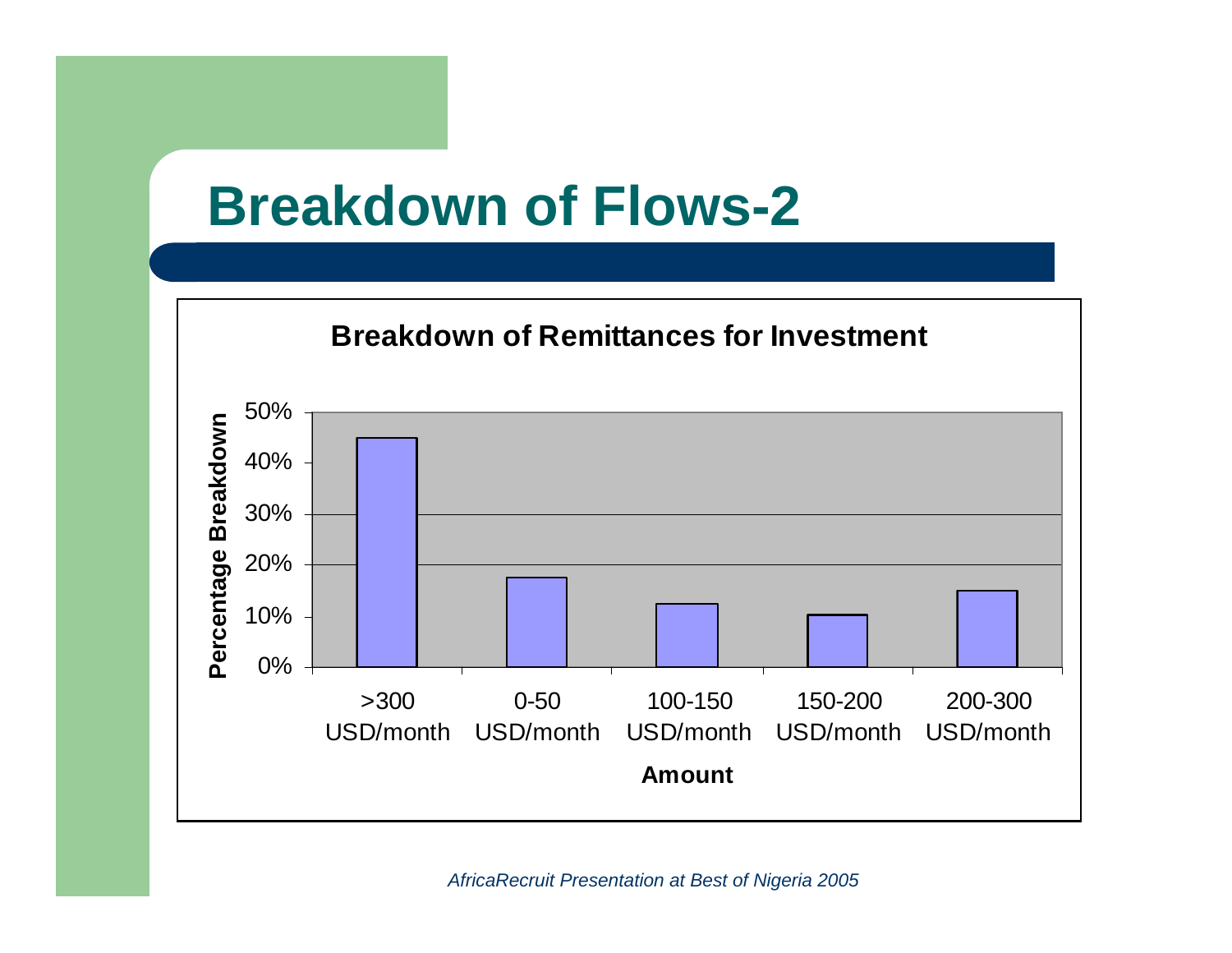# Breakdown of Flows-2

**Breakdown of Remittances for Investment**

| Amount | Percentage Breakdown |
|---|---|
| >300 USD/month | 45% |
| 0-50 USD/month | 17.5% |
| 100-150 USD/month | 12.5% |
| 150-200 USD/month | 10% |
| 200-300 USD/month | 15% |

*AfricaRecruit Presentation at Best of Nigeria 2005*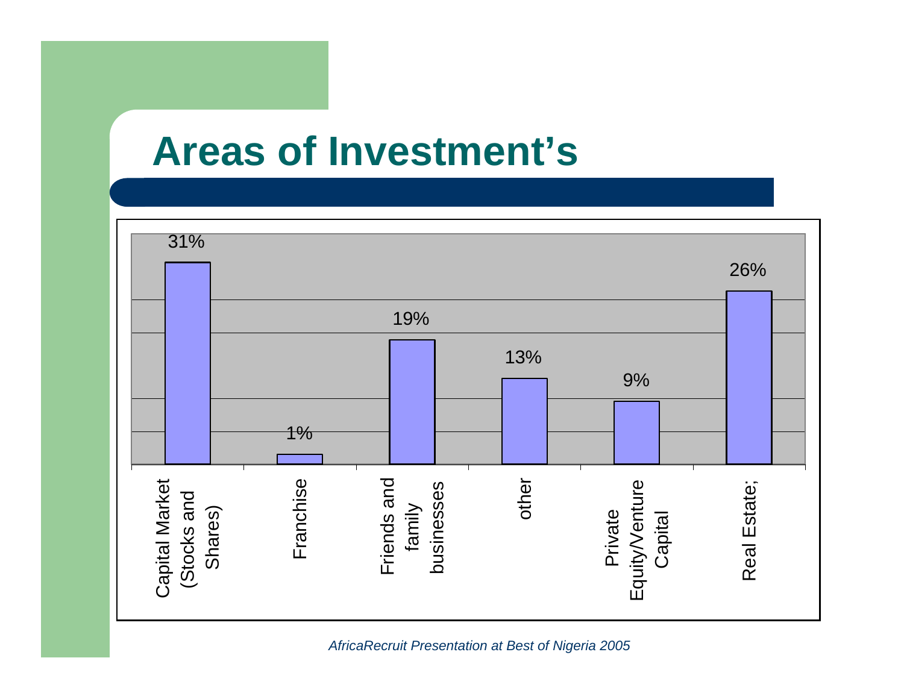# Areas of Investment's

| Area | Percentage |
| --- | --- |
| Capital Market (Stocks and Shares) | 31% |
| Franchise | 1% |
| Friends and family businesses | 19% |
| other | 13% |
| Private Equity/Venture Capital | 9% |
| Real Estate; | 26% |

*AfricaRecruit Presentation at Best of Nigeria 2005*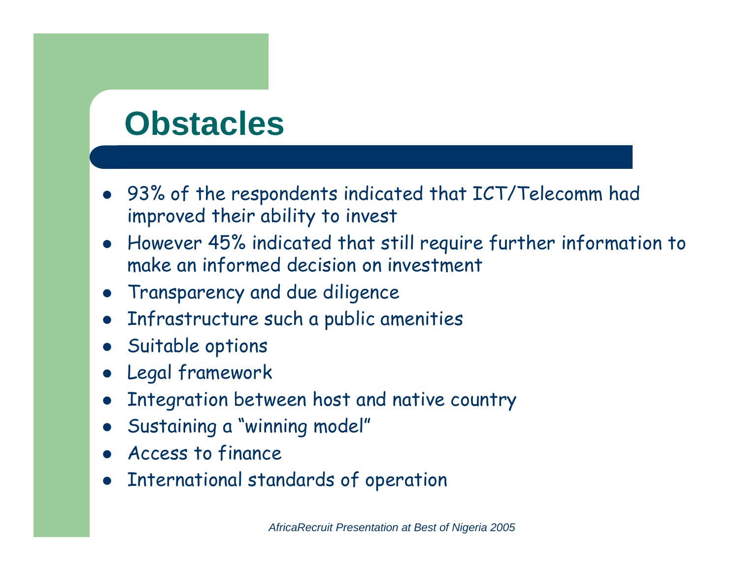# Obstacles

- 93% of the respondents indicated that ICT/Telecomm had improved their ability to invest
- However 45% indicated that still require further information to make an informed decision on investment
- Transparency and due diligence
- Infrastructure such a public amenities
- Suitable options
- Legal framework
- Integration between host and native country
- Sustaining a "winning model"
- Access to finance
- International standards of operation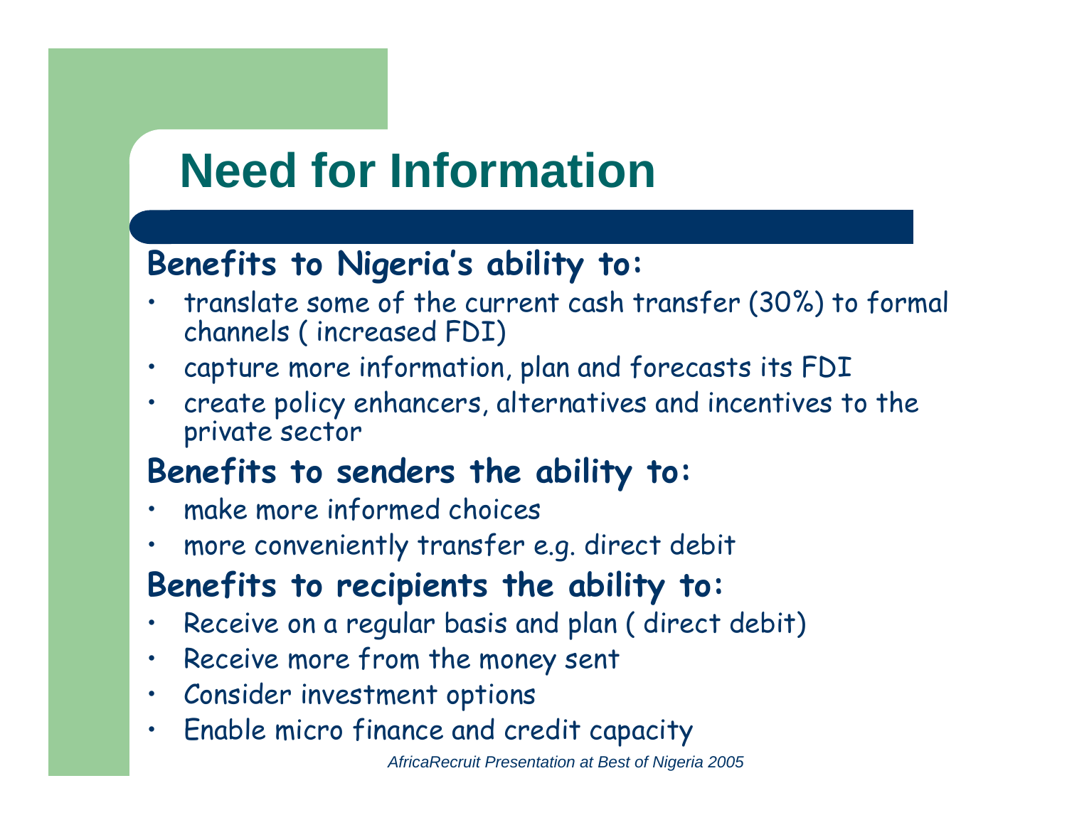# Need for Information

**Benefits to Nigeria's ability to:**

- translate some of the current cash transfer (30%) to formal channels ( increased FDI)
- capture more information, plan and forecasts its FDI
- create policy enhancers, alternatives and incentives to the private sector

**Benefits to senders the ability to:**

- make more informed choices
- more conveniently transfer e.g. direct debit

**Benefits to recipients the ability to:**

- Receive on a regular basis and plan ( direct debit)
- Receive more from the money sent
- Consider investment options
- Enable micro finance and credit capacity

*AfricaRecruit Presentation at Best of Nigeria 2005*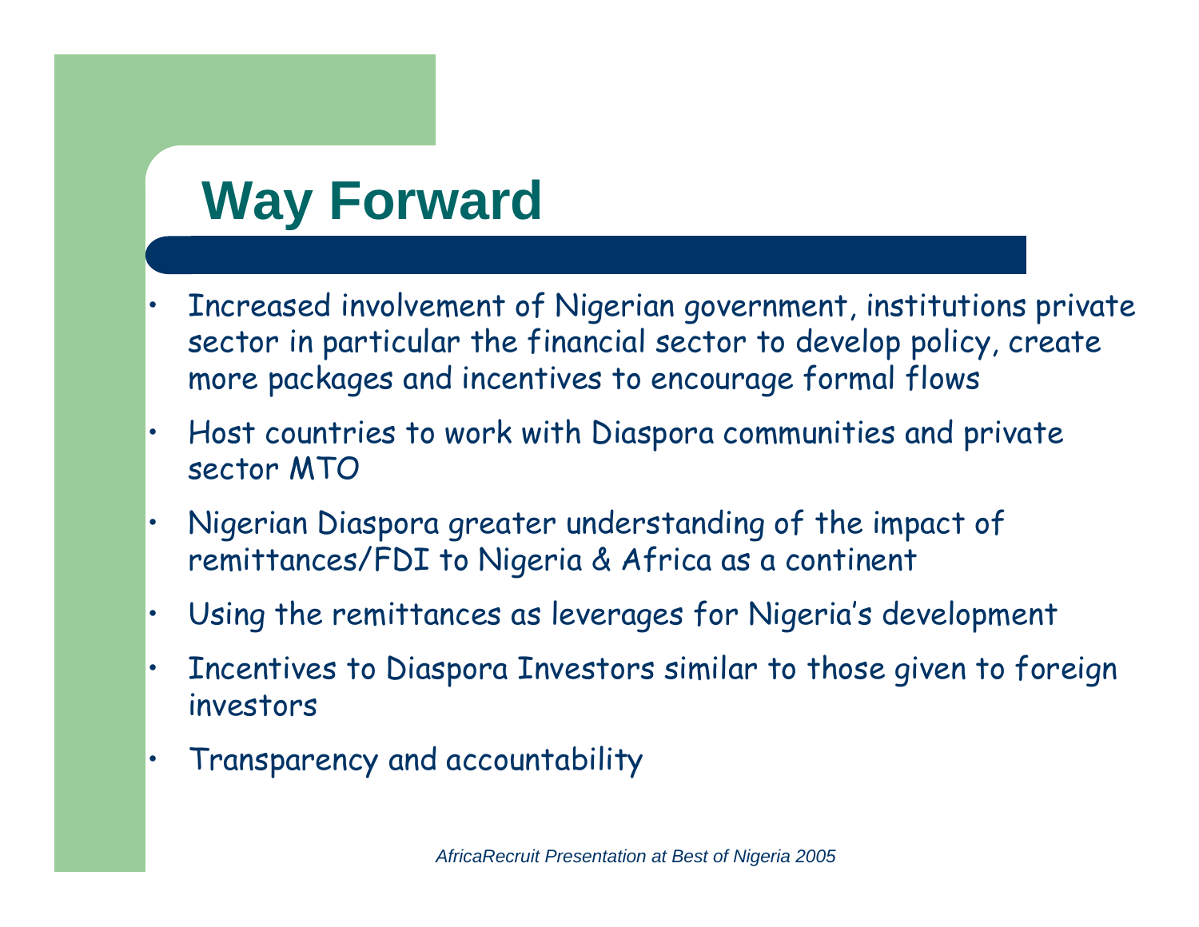# Way Forward

- Increased involvement of Nigerian government, institutions private sector in particular the financial sector to develop policy, create more packages and incentives to encourage formal flows
- Host countries to work with Diaspora communities and private sector MTO
- Nigerian Diaspora greater understanding of the impact of remittances/FDI to Nigeria & Africa as a continent
- Using the remittances as leverages for Nigeria's development
- Incentives to Diaspora Investors similar to those given to foreign investors
- Transparency and accountability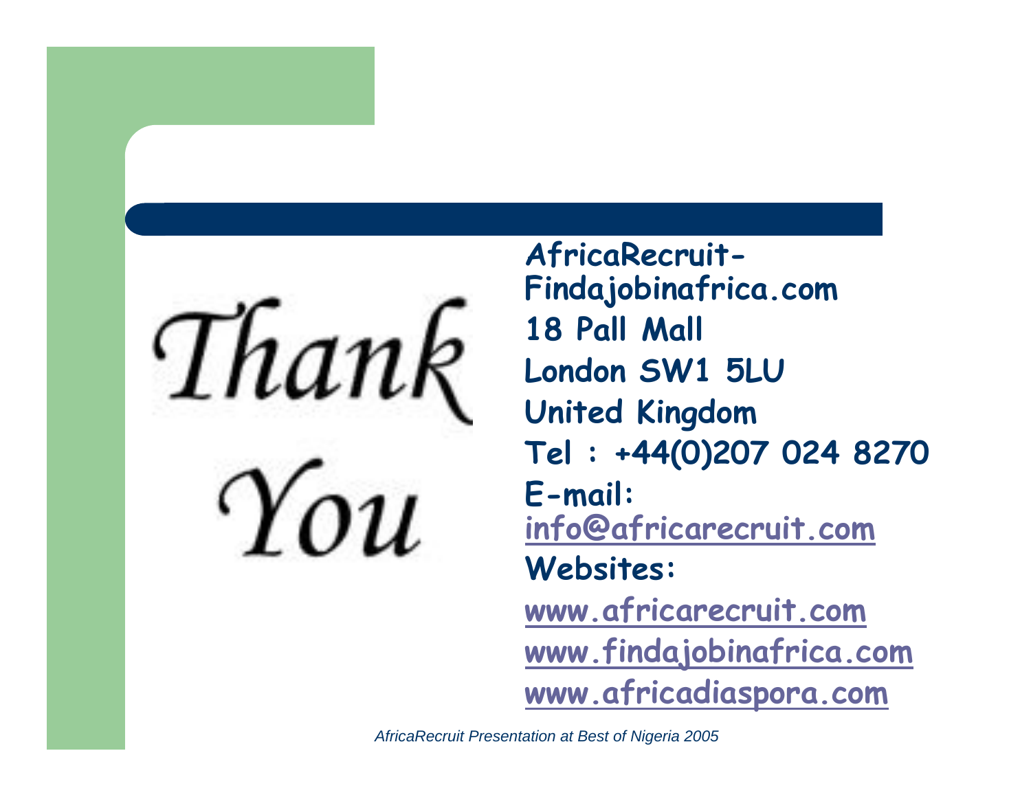Thank You

**AfricaRecruit-Findajobinafrica.com**
**18 Pall Mall**
**London SW1 5LU**
**United Kingdom**
**Tel : +44(0)207 024 8270**
**E-mail:**
**info@africarecruit.com**
**Websites:**
**www.africarecruit.com**
**www.findajobinafrica.com**
**www.africadiaspora.com**

*AfricaRecruit Presentation at Best of Nigeria 2005*